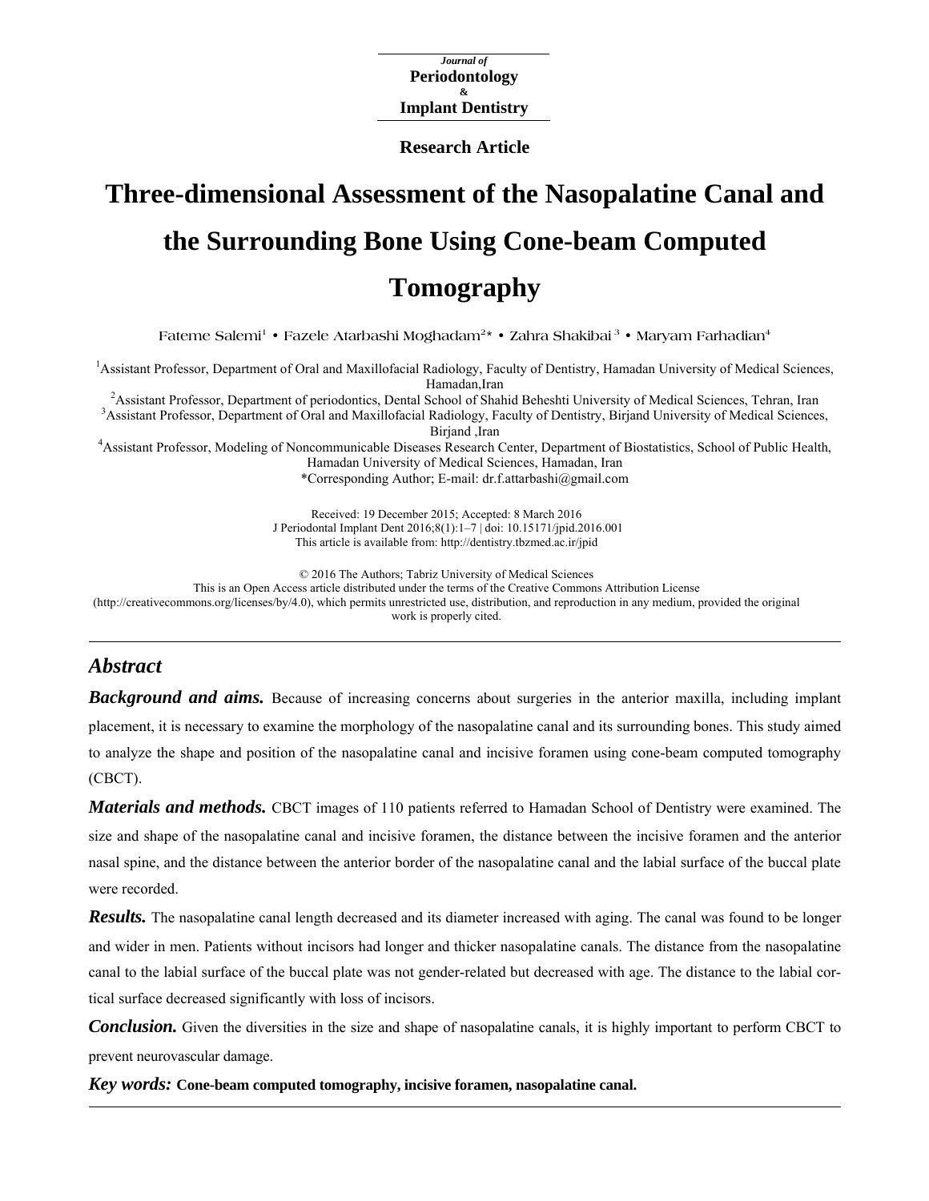Journal of
**Periodontology**
&
**Implant Dentistry**

**Research Article**

# Three-dimensional Assessment of the Nasopalatine Canal and the Surrounding Bone Using Cone-beam Computed Tomography

Fateme Salemi[1] • Fazele Atarbashi Moghadam[2]* • Zahra Shakibai[3] • Maryam Farhadian[4]

[1]Assistant Professor, Department of Oral and Maxillofacial Radiology, Faculty of Dentistry, Hamadan University of Medical Sciences, Hamadan,Iran
[2]Assistant Professor, Department of periodontics, Dental School of Shahid Beheshti University of Medical Sciences, Tehran, Iran
[3]Assistant Professor, Department of Oral and Maxillofacial Radiology, Faculty of Dentistry, Birjand University of Medical Sciences, Birjand ,Iran
[4]Assistant Professor, Modeling of Noncommunicable Diseases Research Center, Department of Biostatistics, School of Public Health, Hamadan University of Medical Sciences, Hamadan, Iran
*Corresponding Author; E-mail: dr.f.attarbashi@gmail.com

Received: 19 December 2015; Accepted: 8 March 2016
J Periodontal Implant Dent 2016;8(1):1–7 | doi: 10.15171/jpid.2016.001
This article is available from: http://dentistry.tbzmed.ac.ir/jpid

© 2016 The Authors; Tabriz University of Medical Sciences
This is an Open Access article distributed under the terms of the Creative Commons Attribution License (http://creativecommons.org/licenses/by/4.0), which permits unrestricted use, distribution, and reproduction in any medium, provided the original work is properly cited.

## Abstract

***Background and aims.*** Because of increasing concerns about surgeries in the anterior maxilla, including implant placement, it is necessary to examine the morphology of the nasopalatine canal and its surrounding bones. This study aimed to analyze the shape and position of the nasopalatine canal and incisive foramen using cone-beam computed tomography (CBCT).

***Materials and methods.*** CBCT images of 110 patients referred to Hamadan School of Dentistry were examined. The size and shape of the nasopalatine canal and incisive foramen, the distance between the incisive foramen and the anterior nasal spine, and the distance between the anterior border of the nasopalatine canal and the labial surface of the buccal plate were recorded.

***Results.*** The nasopalatine canal length decreased and its diameter increased with aging. The canal was found to be longer and wider in men. Patients without incisors had longer and thicker nasopalatine canals. The distance from the nasopalatine canal to the labial surface of the buccal plate was not gender-related but decreased with age. The distance to the labial cortical surface decreased significantly with loss of incisors.

***Conclusion.*** Given the diversities in the size and shape of nasopalatine canals, it is highly important to perform CBCT to prevent neurovascular damage.

***Key words:*** **Cone-beam computed tomography, incisive foramen, nasopalatine canal.**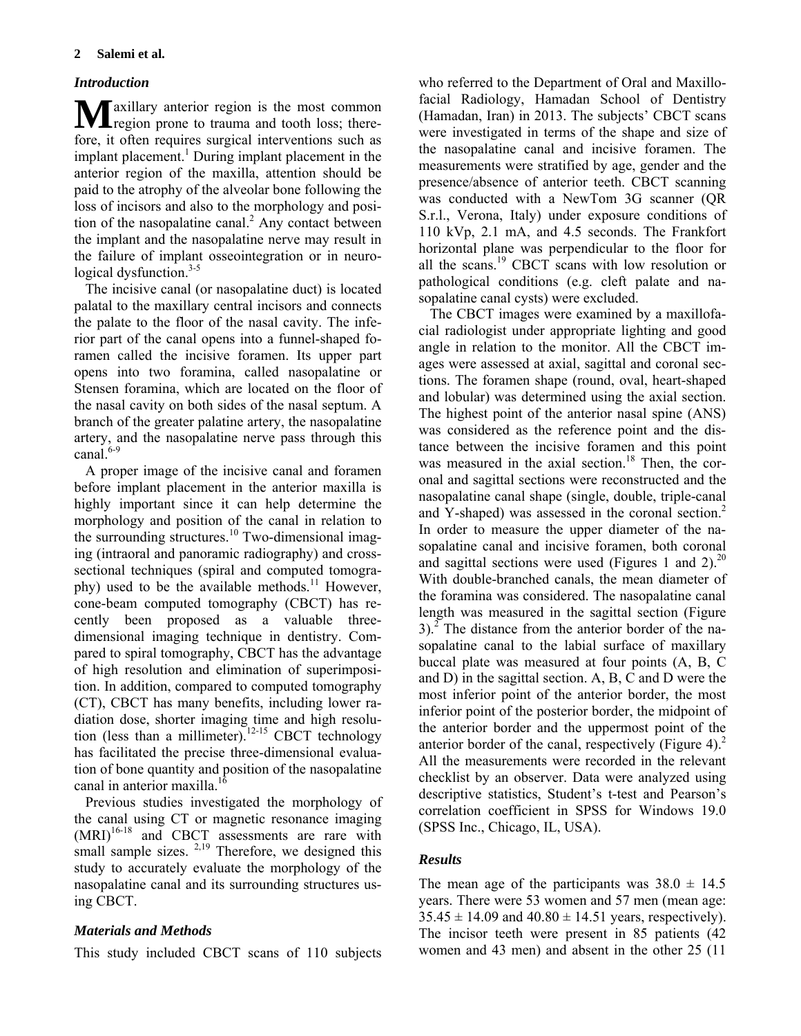## Introduction

Maxillary anterior region is the most common region prone to trauma and tooth loss; therefore, it often requires surgical interventions such as implant placement.[1] During implant placement in the anterior region of the maxilla, attention should be paid to the atrophy of the alveolar bone following the loss of incisors and also to the morphology and position of the nasopalatine canal.[2] Any contact between the implant and the nasopalatine nerve may result in the failure of implant osseointegration or in neurological dysfunction.[3-5]

The incisive canal (or nasopalatine duct) is located palatal to the maxillary central incisors and connects the palate to the floor of the nasal cavity. The inferior part of the canal opens into a funnel-shaped foramen called the incisive foramen. Its upper part opens into two foramina, called nasopalatine or Stensen foramina, which are located on the floor of the nasal cavity on both sides of the nasal septum. A branch of the greater palatine artery, the nasopalatine artery, and the nasopalatine nerve pass through this canal.[6-9]

A proper image of the incisive canal and foramen before implant placement in the anterior maxilla is highly important since it can help determine the morphology and position of the canal in relation to the surrounding structures.[10] Two-dimensional imaging (intraoral and panoramic radiography) and cross-sectional techniques (spiral and computed tomography) used to be the available methods.[11] However, cone-beam computed tomography (CBCT) has recently been proposed as a valuable three-dimensional imaging technique in dentistry. Compared to spiral tomography, CBCT has the advantage of high resolution and elimination of superimposition. In addition, compared to computed tomography (CT), CBCT has many benefits, including lower radiation dose, shorter imaging time and high resolution (less than a millimeter).[12-15] CBCT technology has facilitated the precise three-dimensional evaluation of bone quantity and position of the nasopalatine canal in anterior maxilla.[16]

Previous studies investigated the morphology of the canal using CT or magnetic resonance imaging (MRI)[16-18] and CBCT assessments are rare with small sample sizes.[2,19] Therefore, we designed this study to accurately evaluate the morphology of the nasopalatine canal and its surrounding structures using CBCT.

## Materials and Methods

This study included CBCT scans of 110 subjects who referred to the Department of Oral and Maxillofacial Radiology, Hamadan School of Dentistry (Hamadan, Iran) in 2013. The subjects' CBCT scans were investigated in terms of the shape and size of the nasopalatine canal and incisive foramen. The measurements were stratified by age, gender and the presence/absence of anterior teeth. CBCT scanning was conducted with a NewTom 3G scanner (QR S.r.l., Verona, Italy) under exposure conditions of 110 kVp, 2.1 mA, and 4.5 seconds. The Frankfort horizontal plane was perpendicular to the floor for all the scans.[19] CBCT scans with low resolution or pathological conditions (e.g. cleft palate and nasopalatine canal cysts) were excluded.

The CBCT images were examined by a maxillofacial radiologist under appropriate lighting and good angle in relation to the monitor. All the CBCT images were assessed at axial, sagittal and coronal sections. The foramen shape (round, oval, heart-shaped and lobular) was determined using the axial section. The highest point of the anterior nasal spine (ANS) was considered as the reference point and the distance between the incisive foramen and this point was measured in the axial section.[18] Then, the coronal and sagittal sections were reconstructed and the nasopalatine canal shape (single, double, triple-canal and Y-shaped) was assessed in the coronal section.[2] In order to measure the upper diameter of the nasopalatine canal and incisive foramen, both coronal and sagittal sections were used (Figures 1 and 2).[20] With double-branched canals, the mean diameter of the foramina was considered. The nasopalatine canal length was measured in the sagittal section (Figure 3).[2] The distance from the anterior border of the nasopalatine canal to the labial surface of maxillary buccal plate was measured at four points (A, B, C and D) in the sagittal section. A, B, C and D were the most inferior point of the anterior border, the most inferior point of the posterior border, the midpoint of the anterior border and the uppermost point of the anterior border of the canal, respectively (Figure 4).[2] All the measurements were recorded in the relevant checklist by an observer. Data were analyzed using descriptive statistics, Student's t-test and Pearson's correlation coefficient in SPSS for Windows 19.0 (SPSS Inc., Chicago, IL, USA).

## Results

The mean age of the participants was $38.0 \pm 14.5$ years. There were 53 women and 57 men (mean age: $35.45 \pm 14.09$ and $40.80 \pm 14.51$ years, respectively). The incisor teeth were present in 85 patients (42 women and 43 men) and absent in the other 25 (11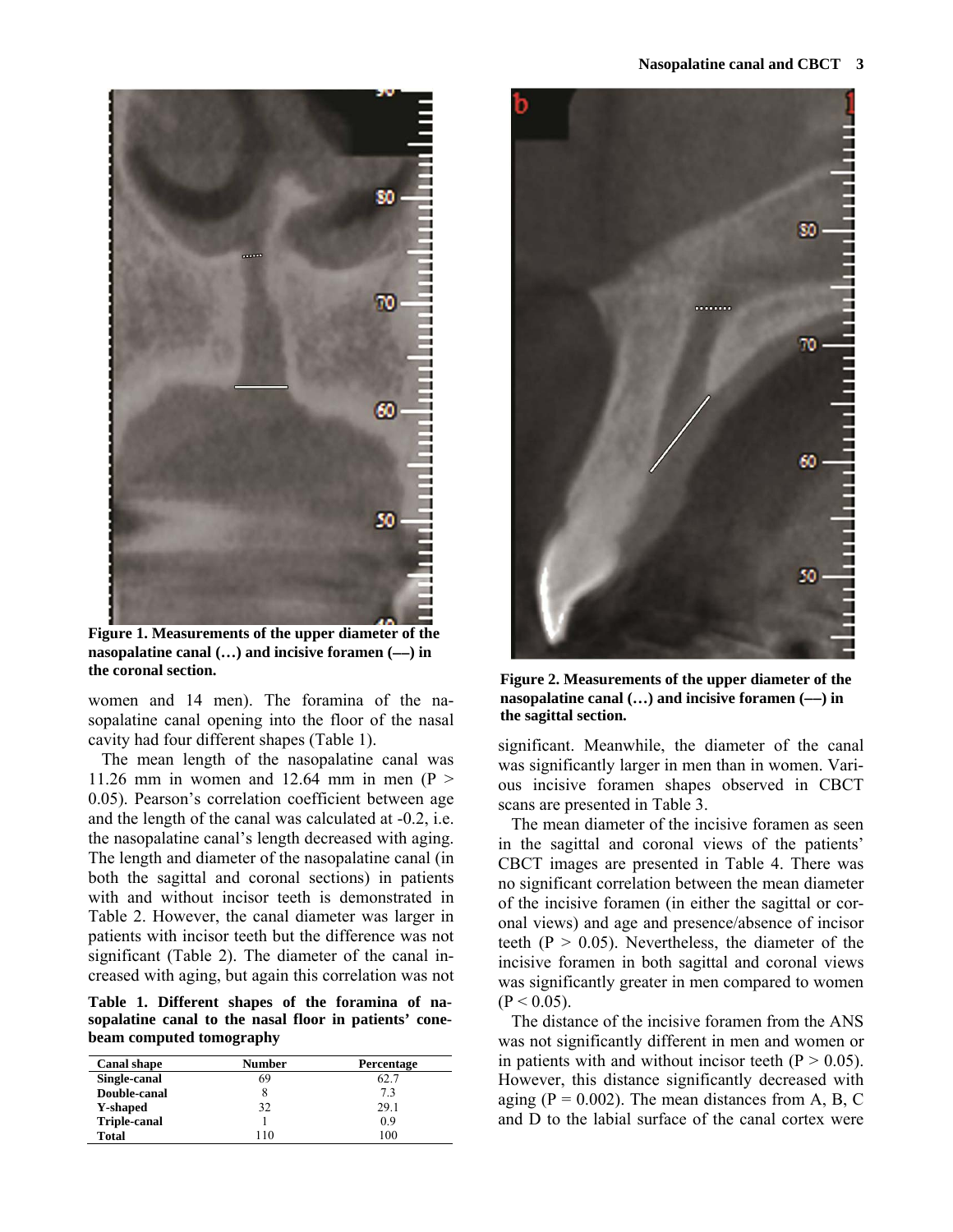Figure 1. Measurements of the upper diameter of the nasopalatine canal (…) and incisive foramen (—) in the coronal section.

women and 14 men). The foramina of the nasopalatine canal opening into the floor of the nasal cavity had four different shapes (Table 1).

The mean length of the nasopalatine canal was 11.26 mm in women and 12.64 mm in men ($P > 0.05$). Pearson's correlation coefficient between age and the length of the canal was calculated at -0.2, i.e. the nasopalatine canal's length decreased with aging. The length and diameter of the nasopalatine canal (in both the sagittal and coronal sections) in patients with and without incisor teeth is demonstrated in Table 2. However, the canal diameter was larger in patients with incisor teeth but the difference was not significant (Table 2). The diameter of the canal increased with aging, but again this correlation was not significant. Meanwhile, the diameter of the canal was significantly larger in men than in women. Various incisive foramen shapes observed in CBCT scans are presented in Table 3.

**Table 1. Different shapes of the foramina of nasopalatine canal to the nasal floor in patients' cone-beam computed tomography**

| Canal shape | Number | Percentage |
|---|---|---|
| **Single-canal** | 69 | 62.7 |
| **Double-canal** | 8 | 7.3 |
| **Y-shaped** | 32 | 29.1 |
| **Triple-canal** | 1 | 0.9 |
| **Total** | 110 | 100 |

Figure 2. Measurements of the upper diameter of the nasopalatine canal (…) and incisive foramen (—) in the sagittal section.

The mean diameter of the incisive foramen as seen in the sagittal and coronal views of the patients' CBCT images are presented in Table 4. There was no significant correlation between the mean diameter of the incisive foramen (in either the sagittal or coronal views) and age and presence/absence of incisor teeth ($P > 0.05$). Nevertheless, the diameter of the incisive foramen in both sagittal and coronal views was significantly greater in men compared to women ($P < 0.05$).

The distance of the incisive foramen from the ANS was not significantly different in men and women or in patients with and without incisor teeth ($P > 0.05$). However, this distance significantly decreased with aging ($P = 0.002$). The mean distances from A, B, C and D to the labial surface of the canal cortex were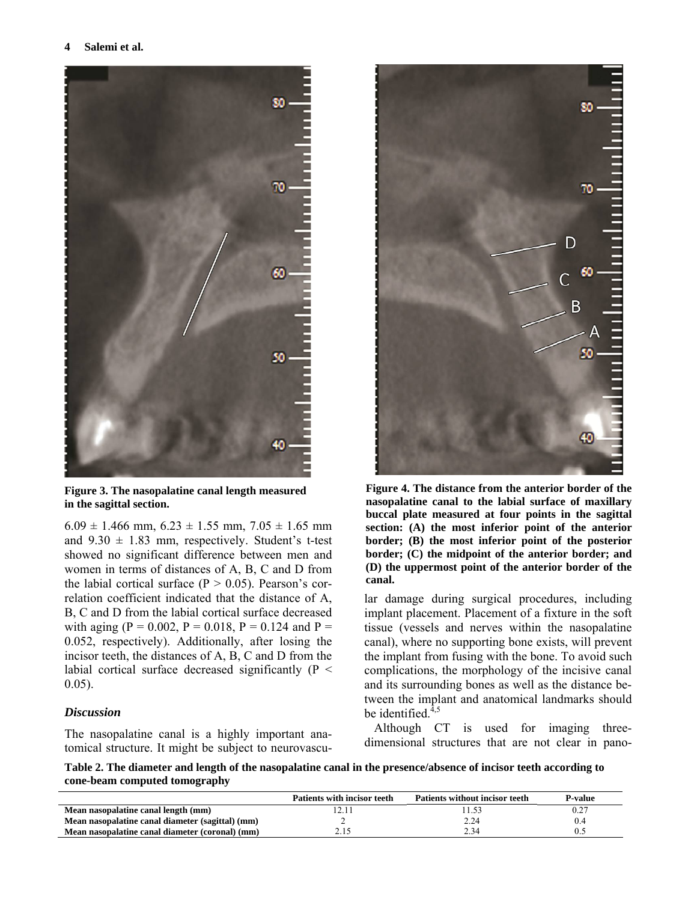Figure 3. The nasopalatine canal length measured in the sagittal section.

Figure 4. The distance from the anterior border of the nasopalatine canal to the labial surface of maxillary buccal plate measured at four points in the sagittal section: (A) the most inferior point of the anterior border; (B) the most inferior point of the posterior border; (C) the midpoint of the anterior border; and (D) the uppermost point of the anterior border of the canal.

6.09 ± 1.466 mm, 6.23 ± 1.55 mm, 7.05 ± 1.65 mm and 9.30 ± 1.83 mm, respectively. Student's t-test showed no significant difference between men and women in terms of distances of A, B, C and D from the labial cortical surface ($P > 0.05$). Pearson's correlation coefficient indicated that the distance of A, B, C and D from the labial cortical surface decreased with aging ($P = 0.002$, $P = 0.018$, $P = 0.124$ and $P = 0.052$, respectively). Additionally, after losing the incisor teeth, the distances of A, B, C and D from the labial cortical surface decreased significantly ($P < 0.05$).

## *Discussion*

The nasopalatine canal is a highly important anatomical structure. It might be subject to neurovascular damage during surgical procedures, including implant placement. Placement of a fixture in the soft tissue (vessels and nerves within the nasopalatine canal), where no supporting bone exists, will prevent the implant from fusing with the bone. To avoid such complications, the morphology of the incisive canal and its surrounding bones as well as the distance between the implant and anatomical landmarks should be identified.[4,5]

Although CT is used for imaging three-dimensional structures that are not clear in pano-

**Table 2. The diameter and length of the nasopalatine canal in the presence/absence of incisor teeth according to cone-beam computed tomography**

| | Patients with incisor teeth | Patients without incisor teeth | P-value |
|---|---|---|---|
| **Mean nasopalatine canal length (mm)** | 12.11 | 11.53 | 0.27 |
| **Mean nasopalatine canal diameter (sagittal) (mm)** | 2 | 2.24 | 0.4 |
| **Mean nasopalatine canal diameter (coronal) (mm)** | 2.15 | 2.34 | 0.5 |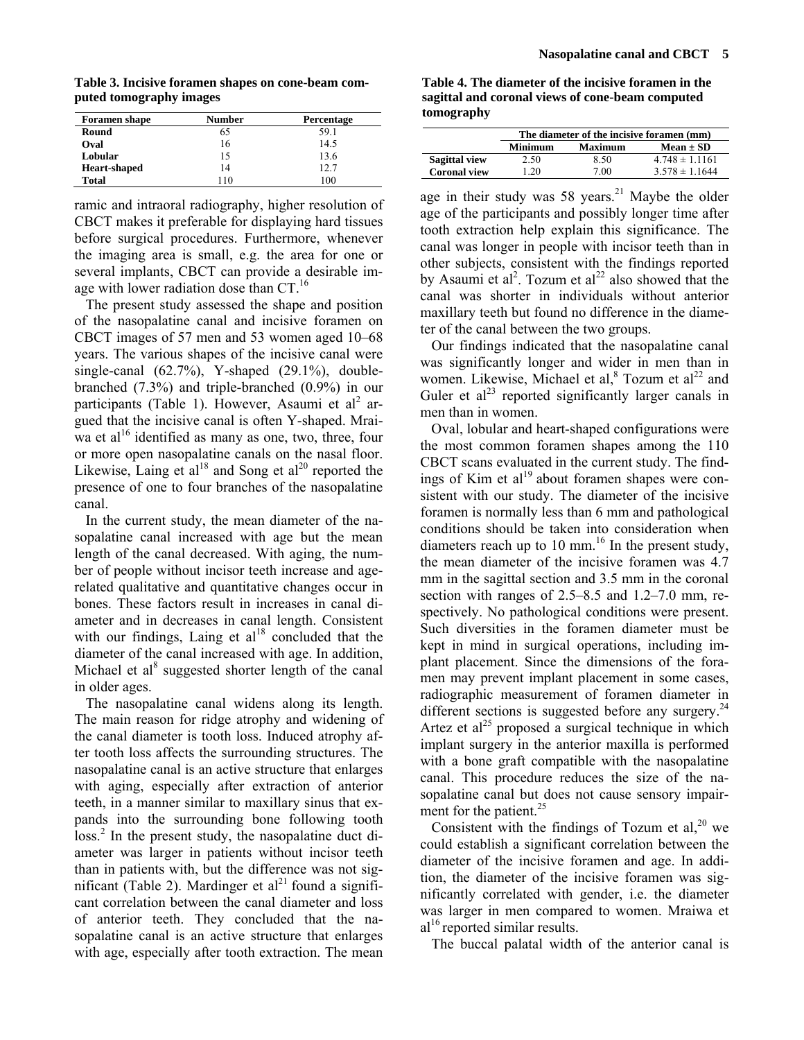**Table 3. Incisive foramen shapes on cone-beam computed tomography images**

| Foramen shape | Number | Percentage |
|---|---|---|
| **Round** | 65 | 59.1 |
| **Oval** | 16 | 14.5 |
| **Lobular** | 15 | 13.6 |
| **Heart-shaped** | 14 | 12.7 |
| **Total** | 110 | 100 |

ramic and intraoral radiography, higher resolution of CBCT makes it preferable for displaying hard tissues before surgical procedures. Furthermore, whenever the imaging area is small, e.g. the area for one or several implants, CBCT can provide a desirable image with lower radiation dose than CT.[16]

The present study assessed the shape and position of the nasopalatine canal and incisive foramen on CBCT images of 57 men and 53 women aged 10–68 years. The various shapes of the incisive canal were single-canal (62.7%), Y-shaped (29.1%), double-branched (7.3%) and triple-branched (0.9%) in our participants (Table 1). However, Asaumi et al[2] argued that the incisive canal is often Y-shaped. Mraiwa et al[16] identified as many as one, two, three, four or more open nasopalatine canals on the nasal floor. Likewise, Laing et al[18] and Song et al[20] reported the presence of one to four branches of the nasopalatine canal.

In the current study, the mean diameter of the nasopalatine canal increased with age but the mean length of the canal decreased. With aging, the number of people without incisor teeth increase and age-related qualitative and quantitative changes occur in bones. These factors result in increases in canal diameter and in decreases in canal length. Consistent with our findings, Laing et al[18] concluded that the diameter of the canal increased with age. In addition, Michael et al[8] suggested shorter length of the canal in older ages.

The nasopalatine canal widens along its length. The main reason for ridge atrophy and widening of the canal diameter is tooth loss. Induced atrophy after tooth loss affects the surrounding structures. The nasopalatine canal is an active structure that enlarges with aging, especially after extraction of anterior teeth, in a manner similar to maxillary sinus that expands into the surrounding bone following tooth loss.[2] In the present study, the nasopalatine duct diameter was larger in patients without incisor teeth than in patients with, but the difference was not significant (Table 2). Mardinger et al[21] found a significant correlation between the canal diameter and loss of anterior teeth. They concluded that the nasopalatine canal is an active structure that enlarges with age, especially after tooth extraction. The mean

**Table 4. The diameter of the incisive foramen in the sagittal and coronal views of cone-beam computed tomography**

| | The diameter of the incisive foramen (mm) | | |
|---|---|---|---|
| | Minimum | Maximum | Mean ± SD |
| **Sagittal view** | 2.50 | 8.50 | 4.748 ± 1.1161 |
| **Coronal view** | 1.20 | 7.00 | 3.578 ± 1.1644 |

age in their study was 58 years.[21] Maybe the older age of the participants and possibly longer time after tooth extraction help explain this significance. The canal was longer in people with incisor teeth than in other subjects, consistent with the findings reported by Asaumi et al[2]. Tozum et al[22] also showed that the canal was shorter in individuals without anterior maxillary teeth but found no difference in the diameter of the canal between the two groups.

Our findings indicated that the nasopalatine canal was significantly longer and wider in men than in women. Likewise, Michael et al,[8] Tozum et al[22] and Guler et al[23] reported significantly larger canals in men than in women.

Oval, lobular and heart-shaped configurations were the most common foramen shapes among the 110 CBCT scans evaluated in the current study. The findings of Kim et al[19] about foramen shapes were consistent with our study. The diameter of the incisive foramen is normally less than 6 mm and pathological conditions should be taken into consideration when diameters reach up to 10 mm.[16] In the present study, the mean diameter of the incisive foramen was 4.7 mm in the sagittal section and 3.5 mm in the coronal section with ranges of 2.5–8.5 and 1.2–7.0 mm, respectively. No pathological conditions were present. Such diversities in the foramen diameter must be kept in mind in surgical operations, including implant placement. Since the dimensions of the foramen may prevent implant placement in some cases, radiographic measurement of foramen diameter in different sections is suggested before any surgery.[24] Artez et al[25] proposed a surgical technique in which implant surgery in the anterior maxilla is performed with a bone graft compatible with the nasopalatine canal. This procedure reduces the size of the nasopalatine canal but does not cause sensory impairment for the patient.[25]

Consistent with the findings of Tozum et al,[20] we could establish a significant correlation between the diameter of the incisive foramen and age. In addition, the diameter of the incisive foramen was significantly correlated with gender, i.e. the diameter was larger in men compared to women. Mraiwa et al[16] reported similar results.

The buccal palatal width of the anterior canal is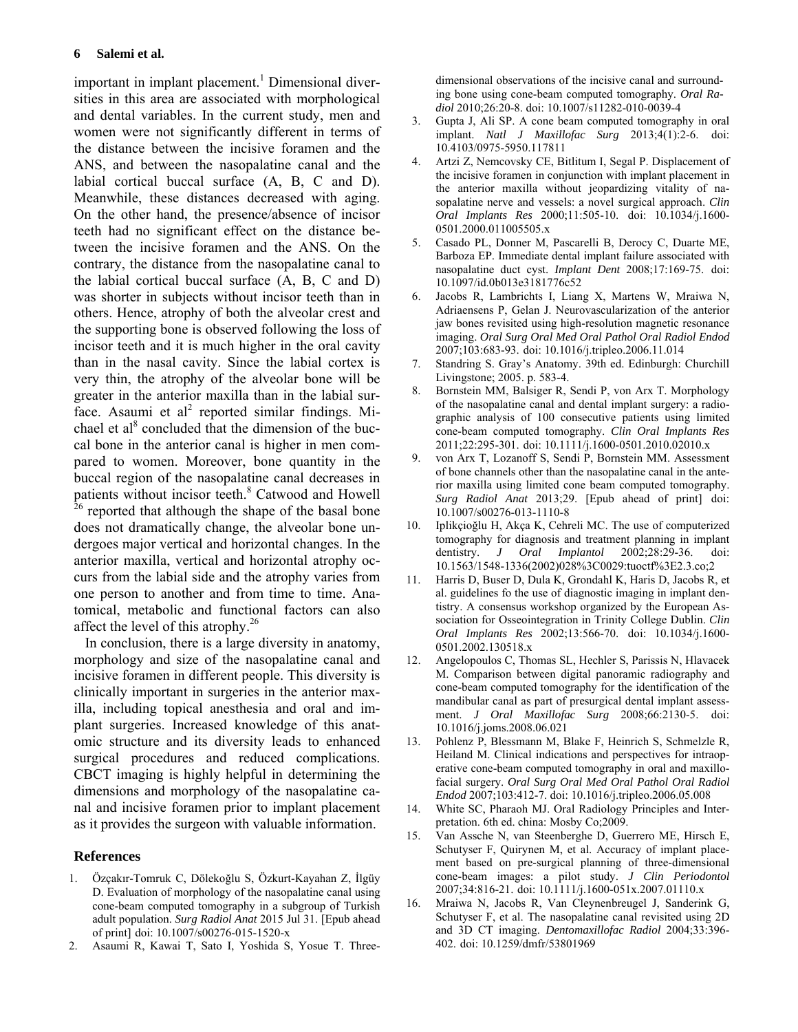important in implant placement.[1] Dimensional diversities in this area are associated with morphological and dental variables. In the current study, men and women were not significantly different in terms of the distance between the incisive foramen and the ANS, and between the nasopalatine canal and the labial cortical buccal surface (A, B, C and D). Meanwhile, these distances decreased with aging. On the other hand, the presence/absence of incisor teeth had no significant effect on the distance between the incisive foramen and the ANS. On the contrary, the distance from the nasopalatine canal to the labial cortical buccal surface (A, B, C and D) was shorter in subjects without incisor teeth than in others. Hence, atrophy of both the alveolar crest and the supporting bone is observed following the loss of incisor teeth and it is much higher in the oral cavity than in the nasal cavity. Since the labial cortex is very thin, the atrophy of the alveolar bone will be greater in the anterior maxilla than in the labial surface. Asaumi et al[2] reported similar findings. Michael et al[8] concluded that the dimension of the buccal bone in the anterior canal is higher in men compared to women. Moreover, bone quantity in the buccal region of the nasopalatine canal decreases in patients without incisor teeth.[8] Catwood and Howell [26] reported that although the shape of the basal bone does not dramatically change, the alveolar bone undergoes major vertical and horizontal changes. In the anterior maxilla, vertical and horizontal atrophy occurs from the labial side and the atrophy varies from one person to another and from time to time. Anatomical, metabolic and functional factors can also affect the level of this atrophy.[26]

In conclusion, there is a large diversity in anatomy, morphology and size of the nasopalatine canal and incisive foramen in different people. This diversity is clinically important in surgeries in the anterior maxilla, including topical anesthesia and oral and implant surgeries. Increased knowledge of this anatomic structure and its diversity leads to enhanced surgical procedures and reduced complications. CBCT imaging is highly helpful in determining the dimensions and morphology of the nasopalatine canal and incisive foramen prior to implant placement as it provides the surgeon with valuable information.

## References

1. Özçakır-Tomruk C, Dölekoğlu S, Özkurt-Kayahan Z, İlgüy D. Evaluation of morphology of the nasopalatine canal using cone-beam computed tomography in a subgroup of Turkish adult population. *Surg Radiol Anat* 2015 Jul 31. [Epub ahead of print] doi: 10.1007/s00276-015-1520-x
2. Asaumi R, Kawai T, Sato I, Yoshida S, Yosue T. Three-dimensional observations of the incisive canal and surrounding bone using cone-beam computed tomography. *Oral Radiol* 2010;26:20-8. doi: 10.1007/s11282-010-0039-4
3. Gupta J, Ali SP. A cone beam computed tomography in oral implant. *Natl J Maxillofac Surg* 2013;4(1):2-6. doi: 10.4103/0975-5950.117811
4. Artzi Z, Nemcovsky CE, Bitlitum I, Segal P. Displacement of the incisive foramen in conjunction with implant placement in the anterior maxilla without jeopardizing vitality of nasopalatine nerve and vessels: a novel surgical approach. *Clin Oral Implants Res* 2000;11:505-10. doi: 10.1034/j.1600-0501.2000.011005505.x
5. Casado PL, Donner M, Pascarelli B, Derocy C, Duarte ME, Barboza EP. Immediate dental implant failure associated with nasopalatine duct cyst. *Implant Dent* 2008;17:169-75. doi: 10.1097/id.0b013e3181776c52
6. Jacobs R, Lambrichts I, Liang X, Martens W, Mraiwa N, Adriaensens P, Gelan J. Neurovascularization of the anterior jaw bones revisited using high-resolution magnetic resonance imaging. *Oral Surg Oral Med Oral Pathol Oral Radiol Endod* 2007;103:683-93. doi: 10.1016/j.tripleo.2006.11.014
7. Standring S. Gray's Anatomy. 39th ed. Edinburgh: Churchill Livingstone; 2005. p. 583-4.
8. Bornstein MM, Balsiger R, Sendi P, von Arx T. Morphology of the nasopalatine canal and dental implant surgery: a radiographic analysis of 100 consecutive patients using limited cone-beam computed tomography. *Clin Oral Implants Res* 2011;22:295-301. doi: 10.1111/j.1600-0501.2010.02010.x
9. von Arx T, Lozanoff S, Sendi P, Bornstein MM. Assessment of bone channels other than the nasopalatine canal in the anterior maxilla using limited cone beam computed tomography. *Surg Radiol Anat* 2013;29. [Epub ahead of print] doi: 10.1007/s00276-013-1110-8
10. Iplikçioğlu H, Akça K, Cehreli MC. The use of computerized tomography for diagnosis and treatment planning in implant dentistry. *J Oral Implantol* 2002;28:29-36. doi: 10.1563/1548-1336(2002)028%3C0029:tuoctf%3E2.3.co;2
11. Harris D, Buser D, Dula K, Grondahl K, Haris D, Jacobs R, et al. guidelines fo the use of diagnostic imaging in implant dentistry. A consensus workshop organized by the European Association for Osseointegration in Trinity College Dublin. *Clin Oral Implants Res* 2002;13:566-70. doi: 10.1034/j.1600-0501.2002.130518.x
12. Angelopoulos C, Thomas SL, Hechler S, Parissis N, Hlavacek M. Comparison between digital panoramic radiography and cone-beam computed tomography for the identification of the mandibular canal as part of presurgical dental implant assessment. *J Oral Maxillofac Surg* 2008;66:2130-5. doi: 10.1016/j.joms.2008.06.021
13. Pohlenz P, Blessmann M, Blake F, Heinrich S, Schmelzle R, Heiland M. Clinical indications and perspectives for intraoperative cone-beam computed tomography in oral and maxillofacial surgery. *Oral Surg Oral Med Oral Pathol Oral Radiol Endod* 2007;103:412-7. doi: 10.1016/j.tripleo.2006.05.008
14. White SC, Pharaoh MJ. Oral Radiology Principles and Interpretation. 6th ed. china: Mosby Co;2009.
15. Van Assche N, van Steenberghe D, Guerrero ME, Hirsch E, Schutyser F, Quirynen M, et al. Accuracy of implant placement based on pre-surgical planning of three-dimensional cone-beam images: a pilot study. *J Clin Periodontol* 2007;34:816-21. doi: 10.1111/j.1600-051x.2007.01110.x
16. Mraiwa N, Jacobs R, Van Cleynenbreugel J, Sanderink G, Schutyser F, et al. The nasopalatine canal revisited using 2D and 3D CT imaging. *Dentomaxillofac Radiol* 2004;33:396-402. doi: 10.1259/dmfr/53801969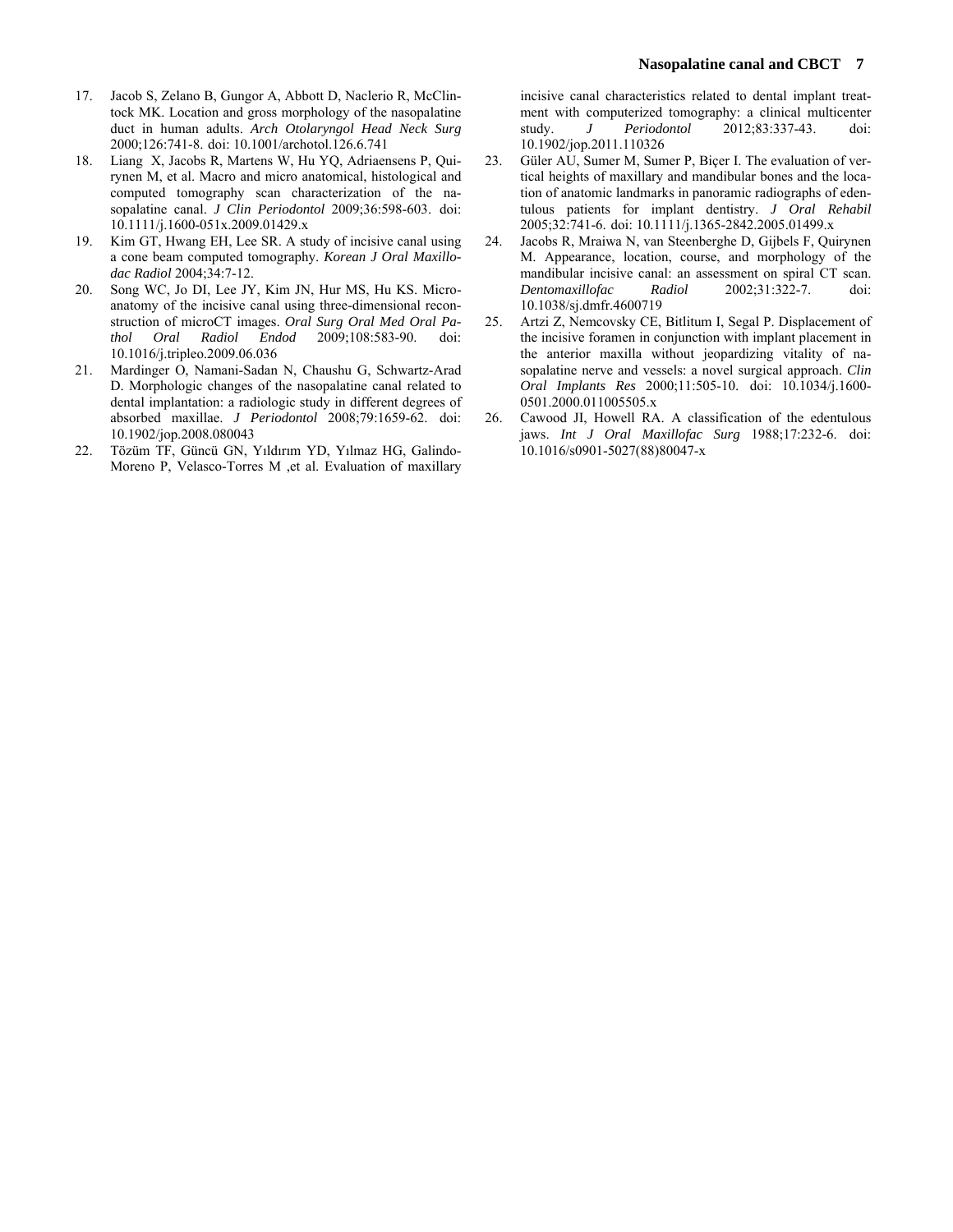17. Jacob S, Zelano B, Gungor A, Abbott D, Naclerio R, McClintock MK. Location and gross morphology of the nasopalatine duct in human adults. *Arch Otolaryngol Head Neck Surg* 2000;126:741-8. doi: 10.1001/archotol.126.6.741
18. Liang X, Jacobs R, Martens W, Hu YQ, Adriaensens P, Quirynen M, et al. Macro and micro anatomical, histological and computed tomography scan characterization of the nasopalatine canal. *J Clin Periodontol* 2009;36:598-603. doi: 10.1111/j.1600-051x.2009.01429.x
19. Kim GT, Hwang EH, Lee SR. A study of incisive canal using a cone beam computed tomography. *Korean J Oral Maxillodac Radiol* 2004;34:7-12.
20. Song WC, Jo DI, Lee JY, Kim JN, Hur MS, Hu KS. Microanatomy of the incisive canal using three-dimensional reconstruction of microCT images. *Oral Surg Oral Med Oral Pathol Oral Radiol Endod* 2009;108:583-90. doi: 10.1016/j.tripleo.2009.06.036
21. Mardinger O, Namani-Sadan N, Chaushu G, Schwartz-Arad D. Morphologic changes of the nasopalatine canal related to dental implantation: a radiologic study in different degrees of absorbed maxillae. *J Periodontol* 2008;79:1659-62. doi: 10.1902/jop.2008.080043
22. Tözüm TF, Güncü GN, Yıldırım YD, Yılmaz HG, Galindo-Moreno P, Velasco-Torres M ,et al. Evaluation of maxillary incisive canal characteristics related to dental implant treatment with computerized tomography: a clinical multicenter study. *J Periodontol* 2012;83:337-43. doi: 10.1902/jop.2011.110326
23. Güler AU, Sumer M, Sumer P, Biçer I. The evaluation of vertical heights of maxillary and mandibular bones and the location of anatomic landmarks in panoramic radiographs of edentulous patients for implant dentistry. *J Oral Rehabil* 2005;32:741-6. doi: 10.1111/j.1365-2842.2005.01499.x
24. Jacobs R, Mraiwa N, van Steenberghe D, Gijbels F, Quirynen M. Appearance, location, course, and morphology of the mandibular incisive canal: an assessment on spiral CT scan. *Dentomaxillofac Radiol* 2002;31:322-7. doi: 10.1038/sj.dmfr.4600719
25. Artzi Z, Nemcovsky CE, Bitlitum I, Segal P. Displacement of the incisive foramen in conjunction with implant placement in the anterior maxilla without jeopardizing vitality of nasopalatine nerve and vessels: a novel surgical approach. *Clin Oral Implants Res* 2000;11:505-10. doi: 10.1034/j.1600-0501.2000.011005505.x
26. Cawood JI, Howell RA. A classification of the edentulous jaws. *Int J Oral Maxillofac Surg* 1988;17:232-6. doi: 10.1016/s0901-5027(88)80047-x